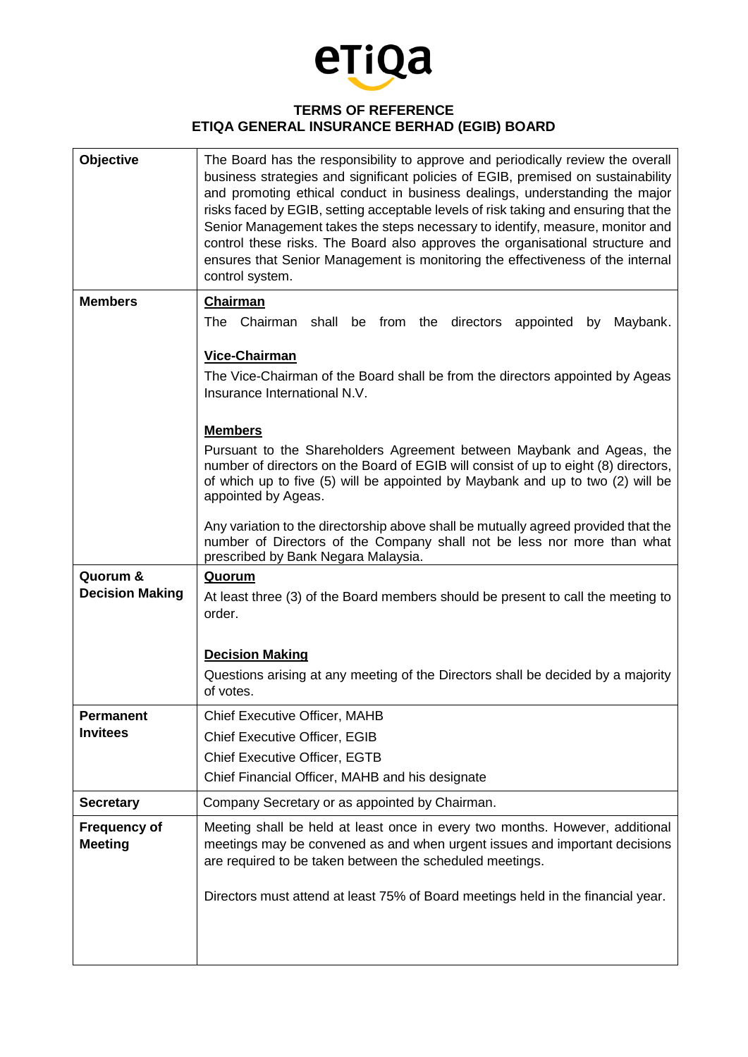eTiQa

# TERMS OF REFERENCE
# ETIQA GENERAL INSURANCE BERHAD (EGIB) BOARD

| | |
|---|---|
| **Objective** | The Board has the responsibility to approve and periodically review the overall business strategies and significant policies of EGIB, premised on sustainability and promoting ethical conduct in business dealings, understanding the major risks faced by EGIB, setting acceptable levels of risk taking and ensuring that the Senior Management takes the steps necessary to identify, measure, monitor and control these risks. The Board also approves the organisational structure and ensures that Senior Management is monitoring the effectiveness of the internal control system. |
| **Members** | **<u>Chairman</u>**<br>The Chairman shall be from the directors appointed by Maybank.<br><br>**<u>Vice-Chairman</u>**<br>The Vice-Chairman of the Board shall be from the directors appointed by Ageas Insurance International N.V.<br><br>**<u>Members</u>**<br>Pursuant to the Shareholders Agreement between Maybank and Ageas, the number of directors on the Board of EGIB will consist of up to eight (8) directors, of which up to five (5) will be appointed by Maybank and up to two (2) will be appointed by Ageas.<br><br>Any variation to the directorship above shall be mutually agreed provided that the number of Directors of the Company shall not be less nor more than what prescribed by Bank Negara Malaysia. |
| **Quorum & Decision Making** | **<u>Quorum</u>**<br>At least three (3) of the Board members should be present to call the meeting to order.<br><br>**<u>Decision Making</u>**<br>Questions arising at any meeting of the Directors shall be decided by a majority of votes. |
| **Permanent Invitees** | Chief Executive Officer, MAHB<br>Chief Executive Officer, EGIB<br>Chief Executive Officer, EGTB<br>Chief Financial Officer, MAHB and his designate |
| **Secretary** | Company Secretary or as appointed by Chairman. |
| **Frequency of Meeting** | Meeting shall be held at least once in every two months. However, additional meetings may be convened as and when urgent issues and important decisions are required to be taken between the scheduled meetings.<br><br>Directors must attend at least 75% of Board meetings held in the financial year. |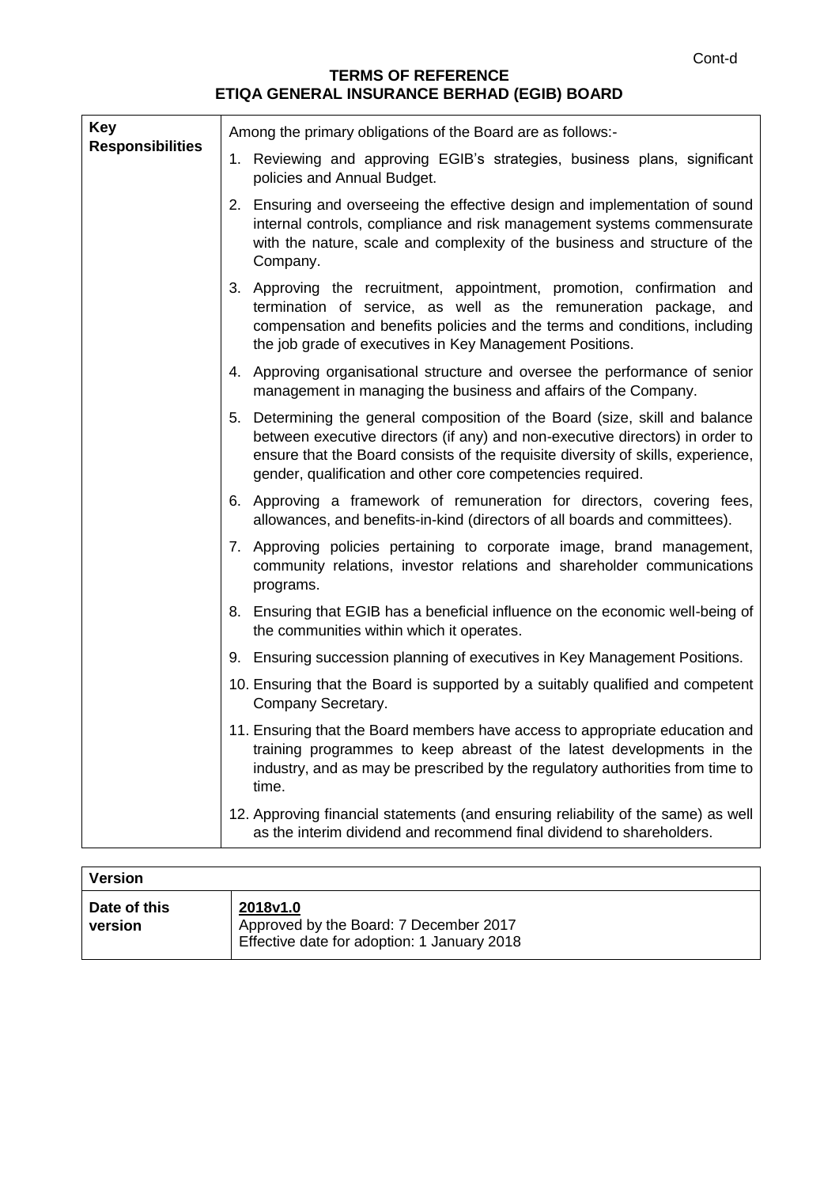Cont-d

**TERMS OF REFERENCE**
**ETIQA GENERAL INSURANCE BERHAD (EGIB) BOARD**

| | |
|---|---|
| **Key Responsibilities** | Among the primary obligations of the Board are as follows:-<br>1. Reviewing and approving EGIB's strategies, business plans, significant policies and Annual Budget.<br>2. Ensuring and overseeing the effective design and implementation of sound internal controls, compliance and risk management systems commensurate with the nature, scale and complexity of the business and structure of the Company.<br>3. Approving the recruitment, appointment, promotion, confirmation and termination of service, as well as the remuneration package, and compensation and benefits policies and the terms and conditions, including the job grade of executives in Key Management Positions.<br>4. Approving organisational structure and oversee the performance of senior management in managing the business and affairs of the Company.<br>5. Determining the general composition of the Board (size, skill and balance between executive directors (if any) and non-executive directors) in order to ensure that the Board consists of the requisite diversity of skills, experience, gender, qualification and other core competencies required.<br>6. Approving a framework of remuneration for directors, covering fees, allowances, and benefits-in-kind (directors of all boards and committees).<br>7. Approving policies pertaining to corporate image, brand management, community relations, investor relations and shareholder communications programs.<br>8. Ensuring that EGIB has a beneficial influence on the economic well-being of the communities within which it operates.<br>9. Ensuring succession planning of executives in Key Management Positions.<br>10. Ensuring that the Board is supported by a suitably qualified and competent Company Secretary.<br>11. Ensuring that the Board members have access to appropriate education and training programmes to keep abreast of the latest developments in the industry, and as may be prescribed by the regulatory authorities from time to time.<br>12. Approving financial statements (and ensuring reliability of the same) as well as the interim dividend and recommend final dividend to shareholders. |

| **Version** | |
|---|---|
| **Date of this version** | **2018v1.0**<br>Approved by the Board: 7 December 2017<br>Effective date for adoption: 1 January 2018 |